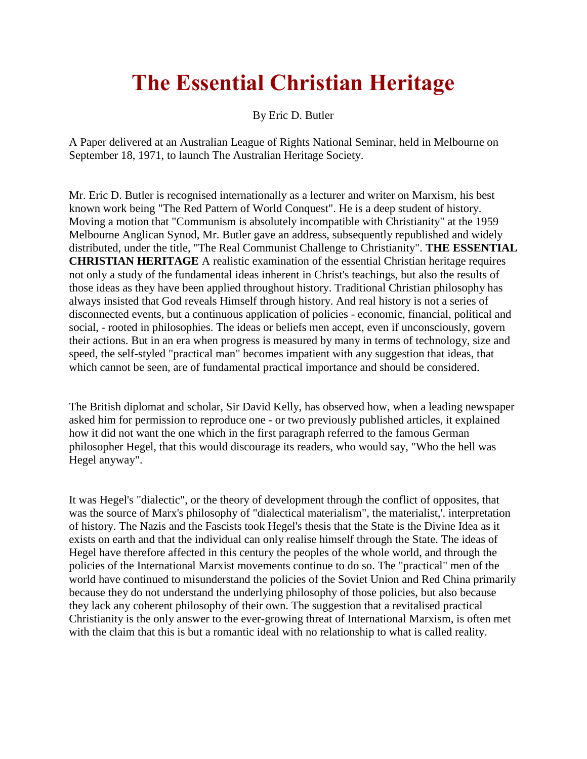# The Essential Christian Heritage

By Eric D. Butler

A Paper delivered at an Australian League of Rights National Seminar, held in Melbourne on September 18, 1971, to launch The Australian Heritage Society.

Mr. Eric D. Butler is recognised internationally as a lecturer and writer on Marxism, his best known work being "The Red Pattern of World Conquest". He is a deep student of history. Moving a motion that "Communism is absolutely incompatible with Christianity" at the 1959 Melbourne Anglican Synod, Mr. Butler gave an address, subsequently republished and widely distributed, under the title, "The Real Communist Challenge to Christianity". **THE ESSENTIAL CHRISTIAN HERITAGE** A realistic examination of the essential Christian heritage requires not only a study of the fundamental ideas inherent in Christ's teachings, but also the results of those ideas as they have been applied throughout history. Traditional Christian philosophy has always insisted that God reveals Himself through history. And real history is not a series of disconnected events, but a continuous application of policies - economic, financial, political and social, - rooted in philosophies. The ideas or beliefs men accept, even if unconsciously, govern their actions. But in an era when progress is measured by many in terms of technology, size and speed, the self-styled "practical man" becomes impatient with any suggestion that ideas, that which cannot be seen, are of fundamental practical importance and should be considered.

The British diplomat and scholar, Sir David Kelly, has observed how, when a leading newspaper asked him for permission to reproduce one - or two previously published articles, it explained how it did not want the one which in the first paragraph referred to the famous German philosopher Hegel, that this would discourage its readers, who would say, "Who the hell was Hegel anyway".

It was Hegel's "dialectic", or the theory of development through the conflict of opposites, that was the source of Marx's philosophy of "dialectical materialism", the materialist,'. interpretation of history. The Nazis and the Fascists took Hegel's thesis that the State is the Divine Idea as it exists on earth and that the individual can only realise himself through the State. The ideas of Hegel have therefore affected in this century the peoples of the whole world, and through the policies of the International Marxist movements continue to do so. The "practical" men of the world have continued to misunderstand the policies of the Soviet Union and Red China primarily because they do not understand the underlying philosophy of those policies, but also because they lack any coherent philosophy of their own. The suggestion that a revitalised practical Christianity is the only answer to the ever-growing threat of International Marxism, is often met with the claim that this is but a romantic ideal with no relationship to what is called reality.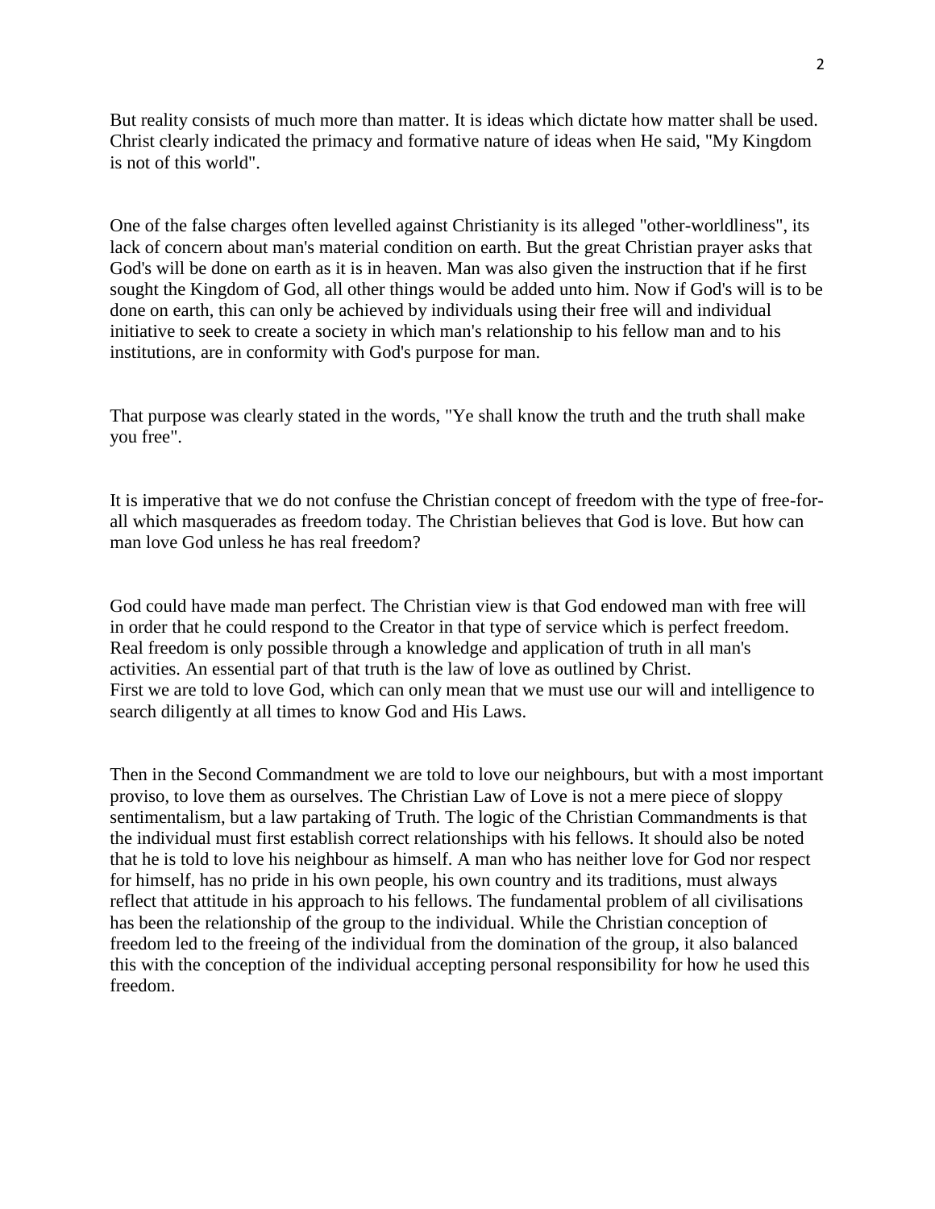But reality consists of much more than matter. It is ideas which dictate how matter shall be used. Christ clearly indicated the primacy and formative nature of ideas when He said, "My Kingdom is not of this world".

One of the false charges often levelled against Christianity is its alleged "other-worldliness", its lack of concern about man's material condition on earth. But the great Christian prayer asks that God's will be done on earth as it is in heaven. Man was also given the instruction that if he first sought the Kingdom of God, all other things would be added unto him. Now if God's will is to be done on earth, this can only be achieved by individuals using their free will and individual initiative to seek to create a society in which man's relationship to his fellow man and to his institutions, are in conformity with God's purpose for man.

That purpose was clearly stated in the words, "Ye shall know the truth and the truth shall make you free".

It is imperative that we do not confuse the Christian concept of freedom with the type of free-for-all which masquerades as freedom today. The Christian believes that God is love. But how can man love God unless he has real freedom?

God could have made man perfect. The Christian view is that God endowed man with free will in order that he could respond to the Creator in that type of service which is perfect freedom. Real freedom is only possible through a knowledge and application of truth in all man's activities. An essential part of that truth is the law of love as outlined by Christ.
First we are told to love God, which can only mean that we must use our will and intelligence to search diligently at all times to know God and His Laws.

Then in the Second Commandment we are told to love our neighbours, but with a most important proviso, to love them as ourselves. The Christian Law of Love is not a mere piece of sloppy sentimentalism, but a law partaking of Truth. The logic of the Christian Commandments is that the individual must first establish correct relationships with his fellows. It should also be noted that he is told to love his neighbour as himself. A man who has neither love for God nor respect for himself, has no pride in his own people, his own country and its traditions, must always reflect that attitude in his approach to his fellows. The fundamental problem of all civilisations has been the relationship of the group to the individual. While the Christian conception of freedom led to the freeing of the individual from the domination of the group, it also balanced this with the conception of the individual accepting personal responsibility for how he used this freedom.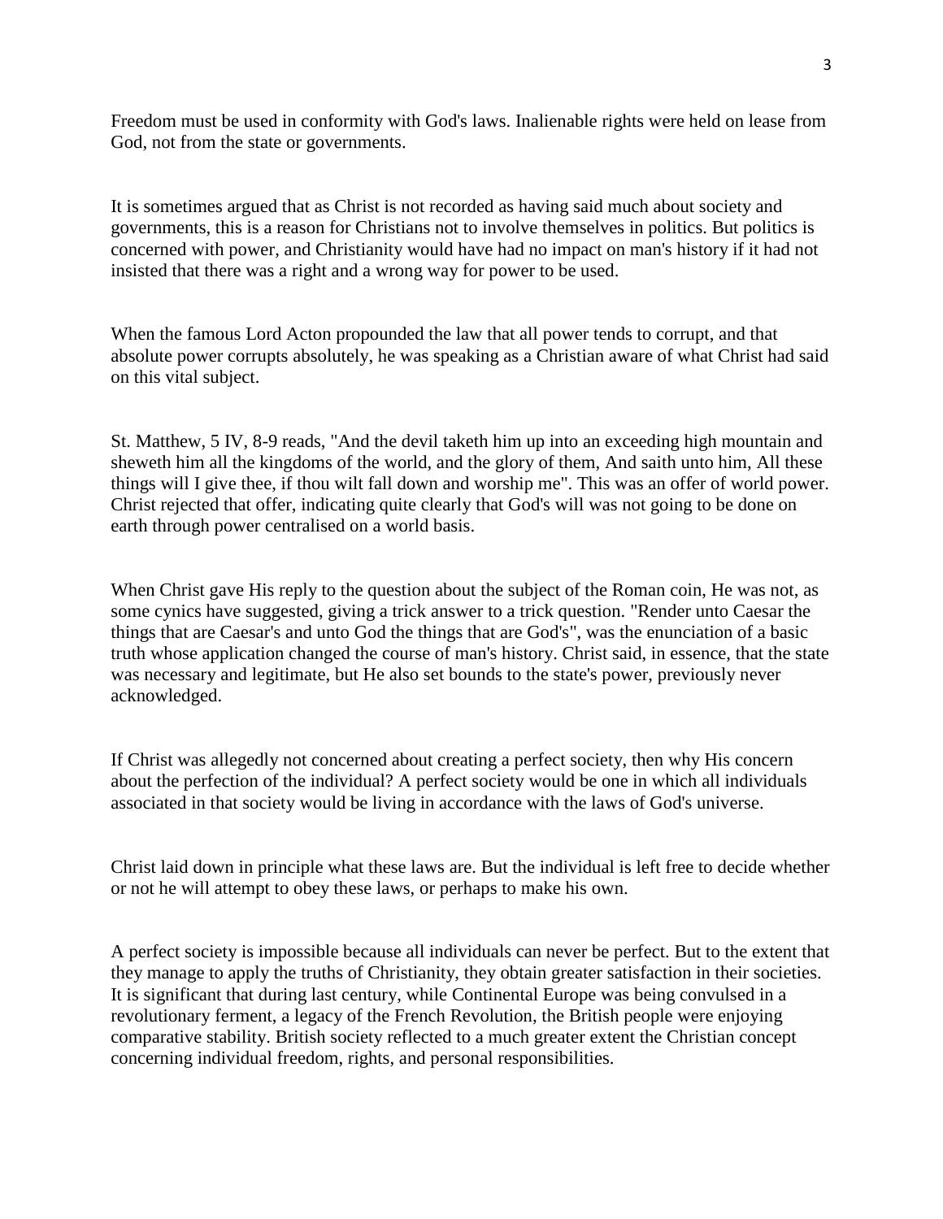Freedom must be used in conformity with God's laws. Inalienable rights were held on lease from God, not from the state or governments.

It is sometimes argued that as Christ is not recorded as having said much about society and governments, this is a reason for Christians not to involve themselves in politics. But politics is concerned with power, and Christianity would have had no impact on man's history if it had not insisted that there was a right and a wrong way for power to be used.

When the famous Lord Acton propounded the law that all power tends to corrupt, and that absolute power corrupts absolutely, he was speaking as a Christian aware of what Christ had said on this vital subject.

St. Matthew, 5 IV, 8-9 reads, "And the devil taketh him up into an exceeding high mountain and sheweth him all the kingdoms of the world, and the glory of them, And saith unto him, All these things will I give thee, if thou wilt fall down and worship me". This was an offer of world power. Christ rejected that offer, indicating quite clearly that God's will was not going to be done on earth through power centralised on a world basis.

When Christ gave His reply to the question about the subject of the Roman coin, He was not, as some cynics have suggested, giving a trick answer to a trick question. "Render unto Caesar the things that are Caesar's and unto God the things that are God's", was the enunciation of a basic truth whose application changed the course of man's history. Christ said, in essence, that the state was necessary and legitimate, but He also set bounds to the state's power, previously never acknowledged.

If Christ was allegedly not concerned about creating a perfect society, then why His concern about the perfection of the individual? A perfect society would be one in which all individuals associated in that society would be living in accordance with the laws of God's universe.

Christ laid down in principle what these laws are. But the individual is left free to decide whether or not he will attempt to obey these laws, or perhaps to make his own.

A perfect society is impossible because all individuals can never be perfect. But to the extent that they manage to apply the truths of Christianity, they obtain greater satisfaction in their societies. It is significant that during last century, while Continental Europe was being convulsed in a revolutionary ferment, a legacy of the French Revolution, the British people were enjoying comparative stability. British society reflected to a much greater extent the Christian concept concerning individual freedom, rights, and personal responsibilities.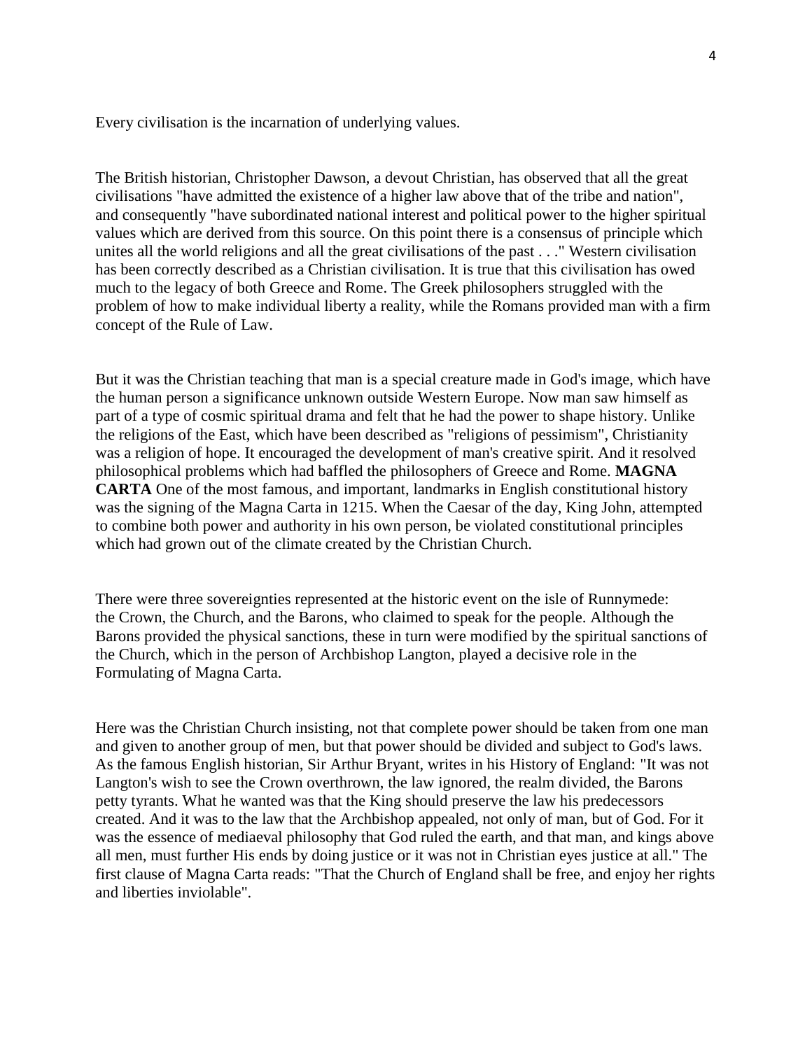Every civilisation is the incarnation of underlying values.

The British historian, Christopher Dawson, a devout Christian, has observed that all the great civilisations "have admitted the existence of a higher law above that of the tribe and nation", and consequently "have subordinated national interest and political power to the higher spiritual values which are derived from this source. On this point there is a consensus of principle which unites all the world religions and all the great civilisations of the past . . ." Western civilisation has been correctly described as a Christian civilisation. It is true that this civilisation has owed much to the legacy of both Greece and Rome. The Greek philosophers struggled with the problem of how to make individual liberty a reality, while the Romans provided man with a firm concept of the Rule of Law.

But it was the Christian teaching that man is a special creature made in God's image, which have the human person a significance unknown outside Western Europe. Now man saw himself as part of a type of cosmic spiritual drama and felt that he had the power to shape history. Unlike the religions of the East, which have been described as "religions of pessimism", Christianity was a religion of hope. It encouraged the development of man's creative spirit. And it resolved philosophical problems which had baffled the philosophers of Greece and Rome. **MAGNA CARTA** One of the most famous, and important, landmarks in English constitutional history was the signing of the Magna Carta in 1215. When the Caesar of the day, King John, attempted to combine both power and authority in his own person, be violated constitutional principles which had grown out of the climate created by the Christian Church.

There were three sovereignties represented at the historic event on the isle of Runnymede: the Crown, the Church, and the Barons, who claimed to speak for the people. Although the Barons provided the physical sanctions, these in turn were modified by the spiritual sanctions of the Church, which in the person of Archbishop Langton, played a decisive role in the Formulating of Magna Carta.

Here was the Christian Church insisting, not that complete power should be taken from one man and given to another group of men, but that power should be divided and subject to God's laws. As the famous English historian, Sir Arthur Bryant, writes in his History of England: "It was not Langton's wish to see the Crown overthrown, the law ignored, the realm divided, the Barons petty tyrants. What he wanted was that the King should preserve the law his predecessors created. And it was to the law that the Archbishop appealed, not only of man, but of God. For it was the essence of mediaeval philosophy that God ruled the earth, and that man, and kings above all men, must further His ends by doing justice or it was not in Christian eyes justice at all." The first clause of Magna Carta reads: "That the Church of England shall be free, and enjoy her rights and liberties inviolable".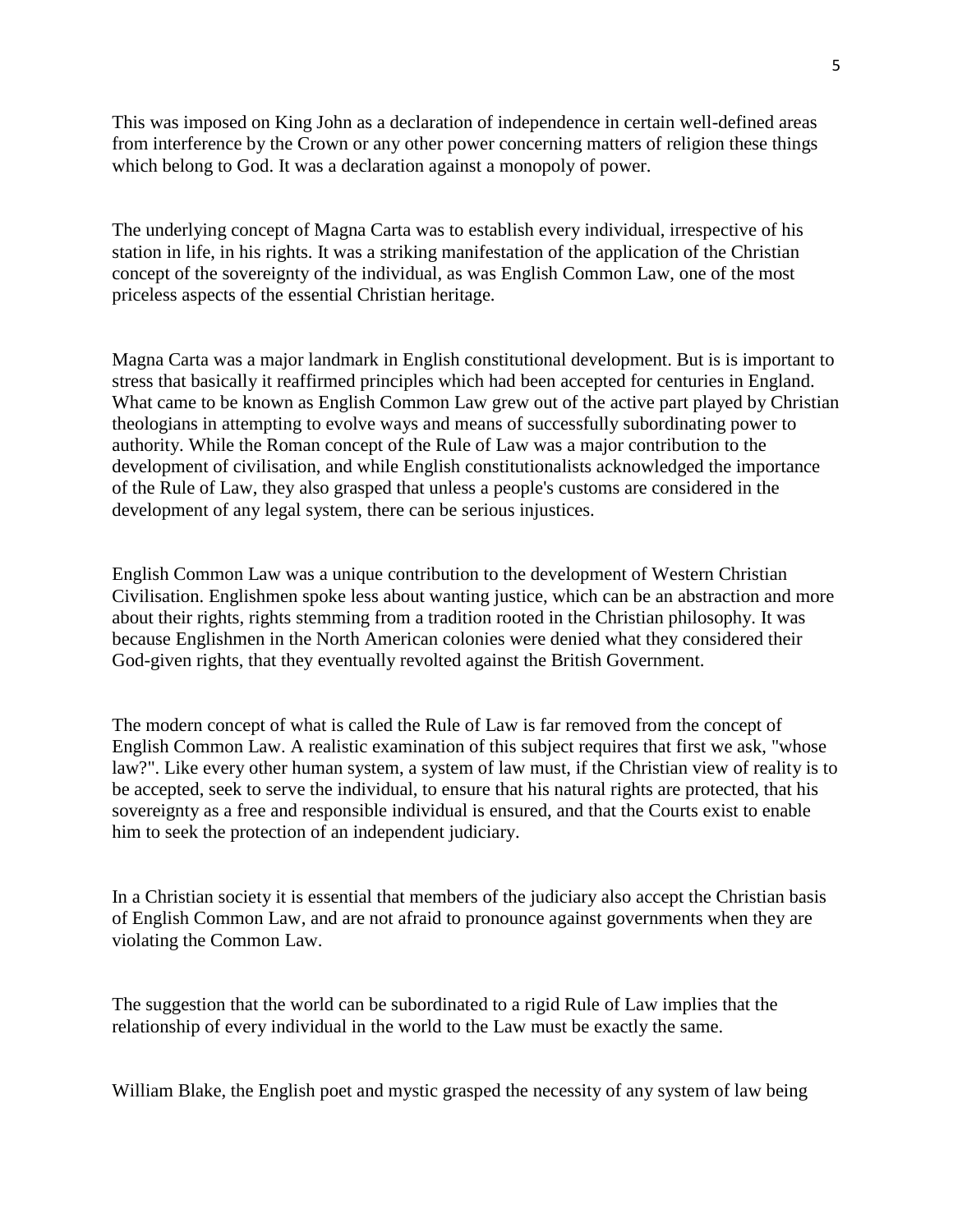This was imposed on King John as a declaration of independence in certain well-defined areas from interference by the Crown or any other power concerning matters of religion these things which belong to God. It was a declaration against a monopoly of power.

The underlying concept of Magna Carta was to establish every individual, irrespective of his station in life, in his rights. It was a striking manifestation of the application of the Christian concept of the sovereignty of the individual, as was English Common Law, one of the most priceless aspects of the essential Christian heritage.

Magna Carta was a major landmark in English constitutional development. But is is important to stress that basically it reaffirmed principles which had been accepted for centuries in England. What came to be known as English Common Law grew out of the active part played by Christian theologians in attempting to evolve ways and means of successfully subordinating power to authority. While the Roman concept of the Rule of Law was a major contribution to the development of civilisation, and while English constitutionalists acknowledged the importance of the Rule of Law, they also grasped that unless a people's customs are considered in the development of any legal system, there can be serious injustices.

English Common Law was a unique contribution to the development of Western Christian Civilisation. Englishmen spoke less about wanting justice, which can be an abstraction and more about their rights, rights stemming from a tradition rooted in the Christian philosophy. It was because Englishmen in the North American colonies were denied what they considered their God-given rights, that they eventually revolted against the British Government.

The modern concept of what is called the Rule of Law is far removed from the concept of English Common Law. A realistic examination of this subject requires that first we ask, "whose law?". Like every other human system, a system of law must, if the Christian view of reality is to be accepted, seek to serve the individual, to ensure that his natural rights are protected, that his sovereignty as a free and responsible individual is ensured, and that the Courts exist to enable him to seek the protection of an independent judiciary.

In a Christian society it is essential that members of the judiciary also accept the Christian basis of English Common Law, and are not afraid to pronounce against governments when they are violating the Common Law.

The suggestion that the world can be subordinated to a rigid Rule of Law implies that the relationship of every individual in the world to the Law must be exactly the same.

William Blake, the English poet and mystic grasped the necessity of any system of law being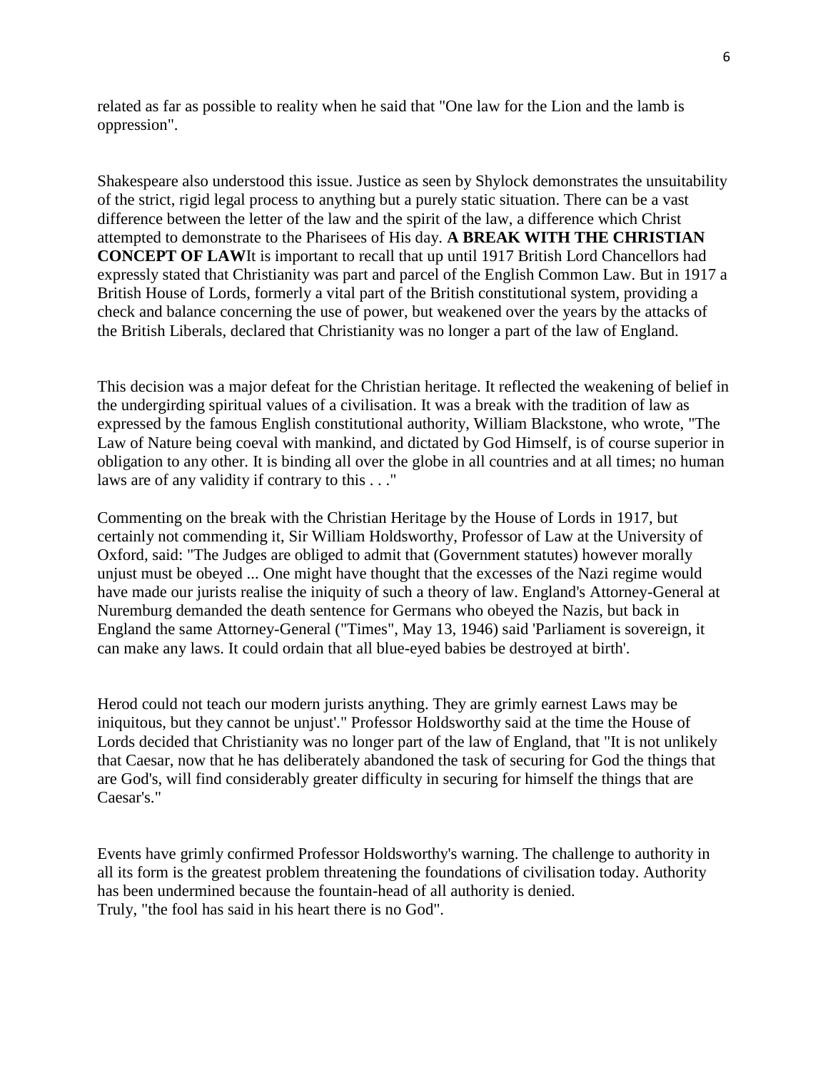related as far as possible to reality when he said that "One law for the Lion and the lamb is oppression".

Shakespeare also understood this issue. Justice as seen by Shylock demonstrates the unsuitability of the strict, rigid legal process to anything but a purely static situation. There can be a vast difference between the letter of the law and the spirit of the law, a difference which Christ attempted to demonstrate to the Pharisees of His day.

**A BREAK WITH THE CHRISTIAN CONCEPT OF LAW**

It is important to recall that up until 1917 British Lord Chancellors had expressly stated that Christianity was part and parcel of the English Common Law. But in 1917 a British House of Lords, formerly a vital part of the British constitutional system, providing a check and balance concerning the use of power, but weakened over the years by the attacks of the British Liberals, declared that Christianity was no longer a part of the law of England.

This decision was a major defeat for the Christian heritage. It reflected the weakening of belief in the undergirding spiritual values of a civilisation. It was a break with the tradition of law as expressed by the famous English constitutional authority, William Blackstone, who wrote, "The Law of Nature being coeval with mankind, and dictated by God Himself, is of course superior in obligation to any other. It is binding all over the globe in all countries and at all times; no human laws are of any validity if contrary to this . . ."

Commenting on the break with the Christian Heritage by the House of Lords in 1917, but certainly not commending it, Sir William Holdsworthy, Professor of Law at the University of Oxford, said: "The Judges are obliged to admit that (Government statutes) however morally unjust must be obeyed ... One might have thought that the excesses of the Nazi regime would have made our jurists realise the iniquity of such a theory of law. England's Attorney-General at Nuremburg demanded the death sentence for Germans who obeyed the Nazis, but back in England the same Attorney-General ("Times", May 13, 1946) said 'Parliament is sovereign, it can make any laws. It could ordain that all blue-eyed babies be destroyed at birth'.

Herod could not teach our modern jurists anything. They are grimly earnest Laws may be iniquitous, but they cannot be unjust'." Professor Holdsworthy said at the time the House of Lords decided that Christianity was no longer part of the law of England, that "It is not unlikely that Caesar, now that he has deliberately abandoned the task of securing for God the things that are God's, will find considerably greater difficulty in securing for himself the things that are Caesar's."

Events have grimly confirmed Professor Holdsworthy's warning. The challenge to authority in all its form is the greatest problem threatening the foundations of civilisation today. Authority has been undermined because the fountain-head of all authority is denied.
Truly, "the fool has said in his heart there is no God".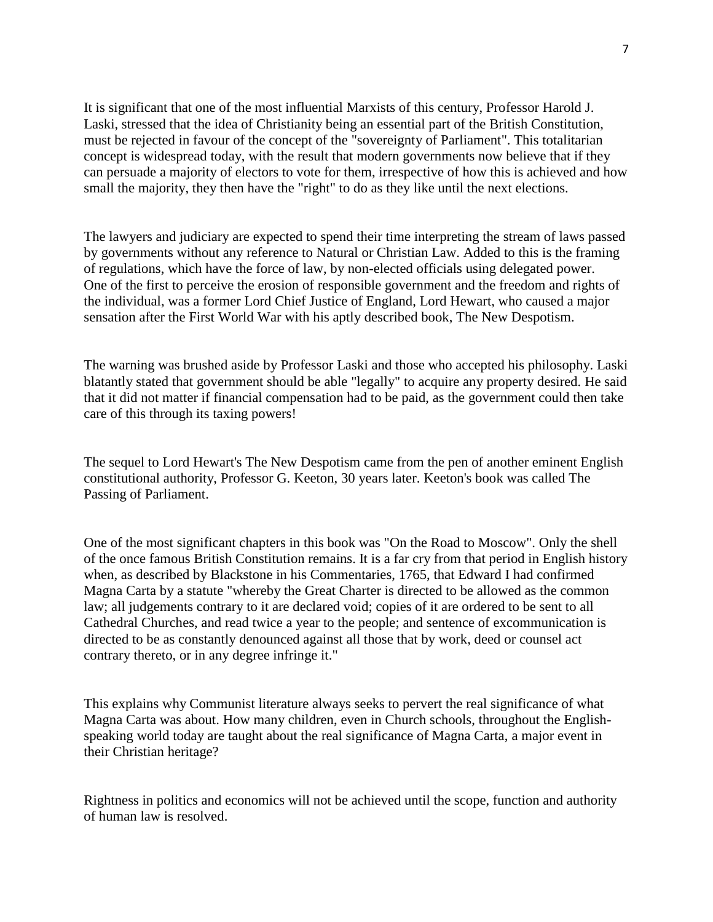It is significant that one of the most influential Marxists of this century, Professor Harold J. Laski, stressed that the idea of Christianity being an essential part of the British Constitution, must be rejected in favour of the concept of the "sovereignty of Parliament". This totalitarian concept is widespread today, with the result that modern governments now believe that if they can persuade a majority of electors to vote for them, irrespective of how this is achieved and how small the majority, they then have the "right" to do as they like until the next elections.

The lawyers and judiciary are expected to spend their time interpreting the stream of laws passed by governments without any reference to Natural or Christian Law. Added to this is the framing of regulations, which have the force of law, by non-elected officials using delegated power. One of the first to perceive the erosion of responsible government and the freedom and rights of the individual, was a former Lord Chief Justice of England, Lord Hewart, who caused a major sensation after the First World War with his aptly described book, The New Despotism.

The warning was brushed aside by Professor Laski and those who accepted his philosophy. Laski blatantly stated that government should be able "legally" to acquire any property desired. He said that it did not matter if financial compensation had to be paid, as the government could then take care of this through its taxing powers!

The sequel to Lord Hewart's The New Despotism came from the pen of another eminent English constitutional authority, Professor G. Keeton, 30 years later. Keeton's book was called The Passing of Parliament.

One of the most significant chapters in this book was "On the Road to Moscow". Only the shell of the once famous British Constitution remains. It is a far cry from that period in English history when, as described by Blackstone in his Commentaries, 1765, that Edward I had confirmed Magna Carta by a statute "whereby the Great Charter is directed to be allowed as the common law; all judgements contrary to it are declared void; copies of it are ordered to be sent to all Cathedral Churches, and read twice a year to the people; and sentence of excommunication is directed to be as constantly denounced against all those that by work, deed or counsel act contrary thereto, or in any degree infringe it."

This explains why Communist literature always seeks to pervert the real significance of what Magna Carta was about. How many children, even in Church schools, throughout the English-speaking world today are taught about the real significance of Magna Carta, a major event in their Christian heritage?

Rightness in politics and economics will not be achieved until the scope, function and authority of human law is resolved.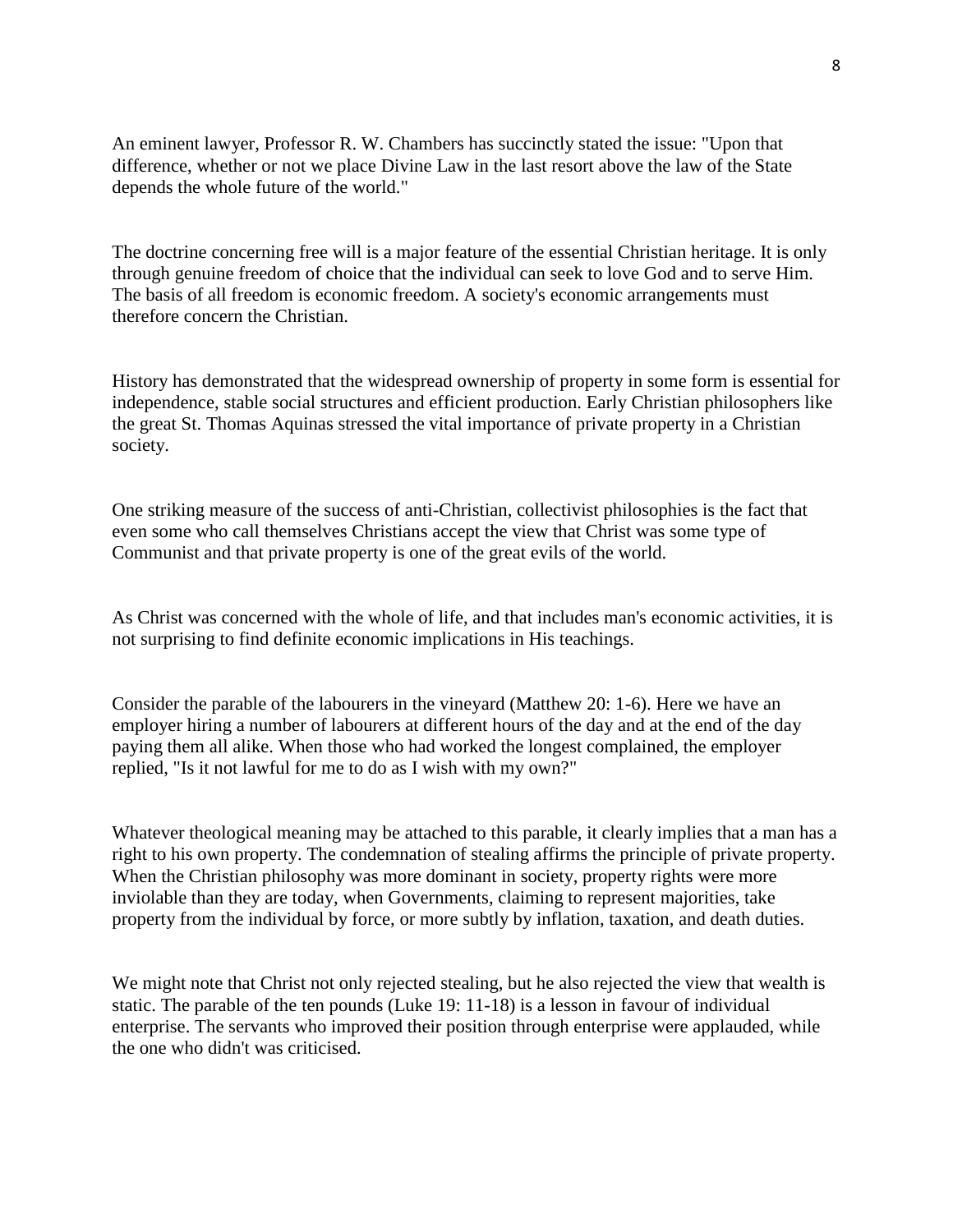An eminent lawyer, Professor R. W. Chambers has succinctly stated the issue: "Upon that difference, whether or not we place Divine Law in the last resort above the law of the State depends the whole future of the world."

The doctrine concerning free will is a major feature of the essential Christian heritage. It is only through genuine freedom of choice that the individual can seek to love God and to serve Him. The basis of all freedom is economic freedom. A society's economic arrangements must therefore concern the Christian.

History has demonstrated that the widespread ownership of property in some form is essential for independence, stable social structures and efficient production. Early Christian philosophers like the great St. Thomas Aquinas stressed the vital importance of private property in a Christian society.

One striking measure of the success of anti-Christian, collectivist philosophies is the fact that even some who call themselves Christians accept the view that Christ was some type of Communist and that private property is one of the great evils of the world.

As Christ was concerned with the whole of life, and that includes man's economic activities, it is not surprising to find definite economic implications in His teachings.

Consider the parable of the labourers in the vineyard (Matthew 20: 1-6). Here we have an employer hiring a number of labourers at different hours of the day and at the end of the day paying them all alike. When those who had worked the longest complained, the employer replied, "Is it not lawful for me to do as I wish with my own?"

Whatever theological meaning may be attached to this parable, it clearly implies that a man has a right to his own property. The condemnation of stealing affirms the principle of private property. When the Christian philosophy was more dominant in society, property rights were more inviolable than they are today, when Governments, claiming to represent majorities, take property from the individual by force, or more subtly by inflation, taxation, and death duties.

We might note that Christ not only rejected stealing, but he also rejected the view that wealth is static. The parable of the ten pounds (Luke 19: 11-18) is a lesson in favour of individual enterprise. The servants who improved their position through enterprise were applauded, while the one who didn't was criticised.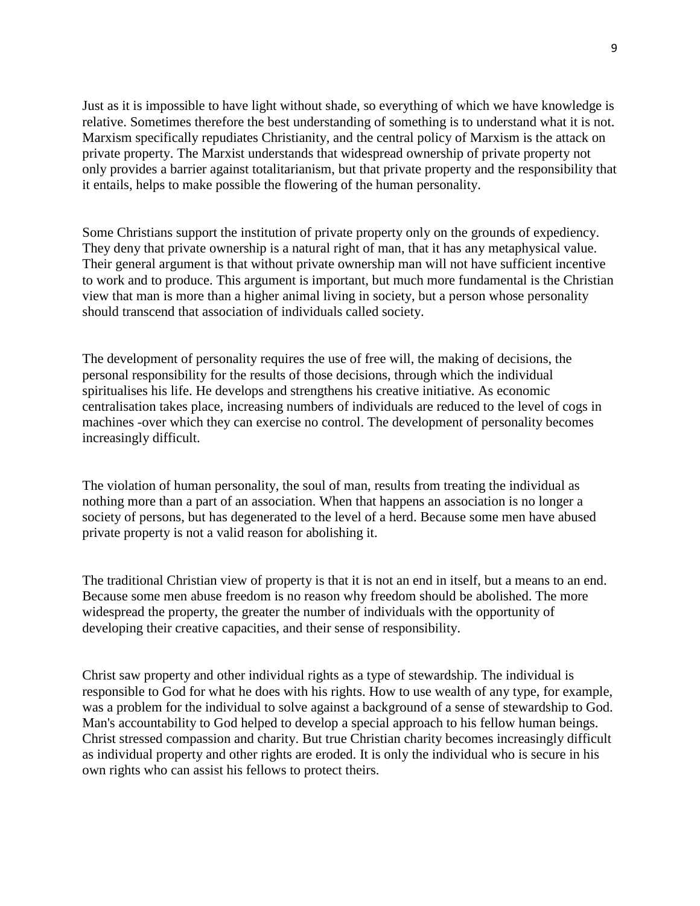Just as it is impossible to have light without shade, so everything of which we have knowledge is relative. Sometimes therefore the best understanding of something is to understand what it is not. Marxism specifically repudiates Christianity, and the central policy of Marxism is the attack on private property. The Marxist understands that widespread ownership of private property not only provides a barrier against totalitarianism, but that private property and the responsibility that it entails, helps to make possible the flowering of the human personality.

Some Christians support the institution of private property only on the grounds of expediency. They deny that private ownership is a natural right of man, that it has any metaphysical value. Their general argument is that without private ownership man will not have sufficient incentive to work and to produce. This argument is important, but much more fundamental is the Christian view that man is more than a higher animal living in society, but a person whose personality should transcend that association of individuals called society.

The development of personality requires the use of free will, the making of decisions, the personal responsibility for the results of those decisions, through which the individual spiritualises his life. He develops and strengthens his creative initiative. As economic centralisation takes place, increasing numbers of individuals are reduced to the level of cogs in machines -over which they can exercise no control. The development of personality becomes increasingly difficult.

The violation of human personality, the soul of man, results from treating the individual as nothing more than a part of an association. When that happens an association is no longer a society of persons, but has degenerated to the level of a herd. Because some men have abused private property is not a valid reason for abolishing it.

The traditional Christian view of property is that it is not an end in itself, but a means to an end. Because some men abuse freedom is no reason why freedom should be abolished. The more widespread the property, the greater the number of individuals with the opportunity of developing their creative capacities, and their sense of responsibility.

Christ saw property and other individual rights as a type of stewardship. The individual is responsible to God for what he does with his rights. How to use wealth of any type, for example, was a problem for the individual to solve against a background of a sense of stewardship to God. Man's accountability to God helped to develop a special approach to his fellow human beings. Christ stressed compassion and charity. But true Christian charity becomes increasingly difficult as individual property and other rights are eroded. It is only the individual who is secure in his own rights who can assist his fellows to protect theirs.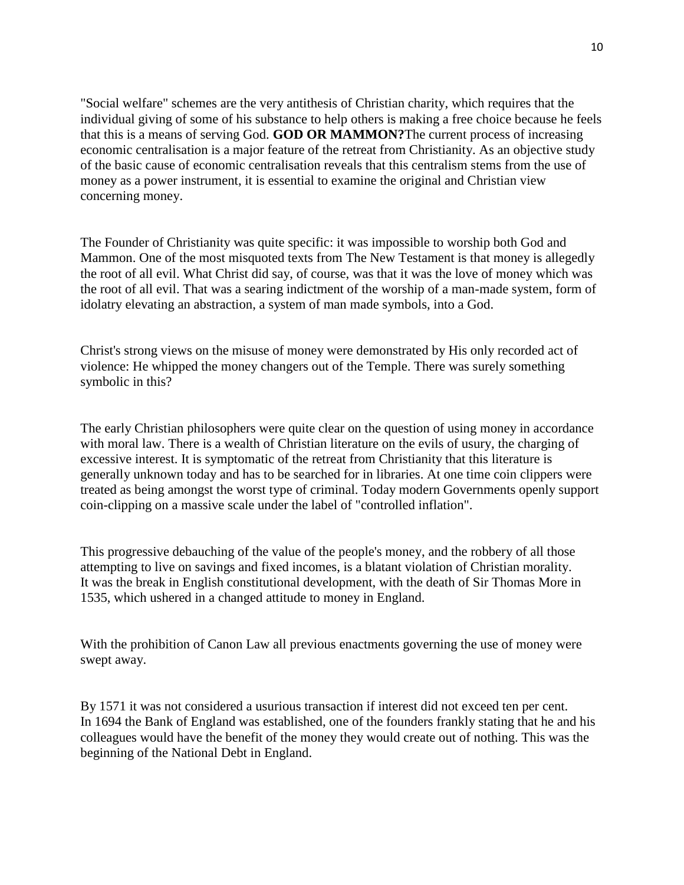"Social welfare" schemes are the very antithesis of Christian charity, which requires that the individual giving of some of his substance to help others is making a free choice because he feels that this is a means of serving God. **GOD OR MAMMON?**The current process of increasing economic centralisation is a major feature of the retreat from Christianity. As an objective study of the basic cause of economic centralisation reveals that this centralism stems from the use of money as a power instrument, it is essential to examine the original and Christian view concerning money.

The Founder of Christianity was quite specific: it was impossible to worship both God and Mammon. One of the most misquoted texts from The New Testament is that money is allegedly the root of all evil. What Christ did say, of course, was that it was the love of money which was the root of all evil. That was a searing indictment of the worship of a man-made system, form of idolatry elevating an abstraction, a system of man made symbols, into a God.

Christ's strong views on the misuse of money were demonstrated by His only recorded act of violence: He whipped the money changers out of the Temple. There was surely something symbolic in this?

The early Christian philosophers were quite clear on the question of using money in accordance with moral law. There is a wealth of Christian literature on the evils of usury, the charging of excessive interest. It is symptomatic of the retreat from Christianity that this literature is generally unknown today and has to be searched for in libraries. At one time coin clippers were treated as being amongst the worst type of criminal. Today modern Governments openly support coin-clipping on a massive scale under the label of "controlled inflation".

This progressive debauching of the value of the people's money, and the robbery of all those attempting to live on savings and fixed incomes, is a blatant violation of Christian morality. It was the break in English constitutional development, with the death of Sir Thomas More in 1535, which ushered in a changed attitude to money in England.

With the prohibition of Canon Law all previous enactments governing the use of money were swept away.

By 1571 it was not considered a usurious transaction if interest did not exceed ten per cent. In 1694 the Bank of England was established, one of the founders frankly stating that he and his colleagues would have the benefit of the money they would create out of nothing. This was the beginning of the National Debt in England.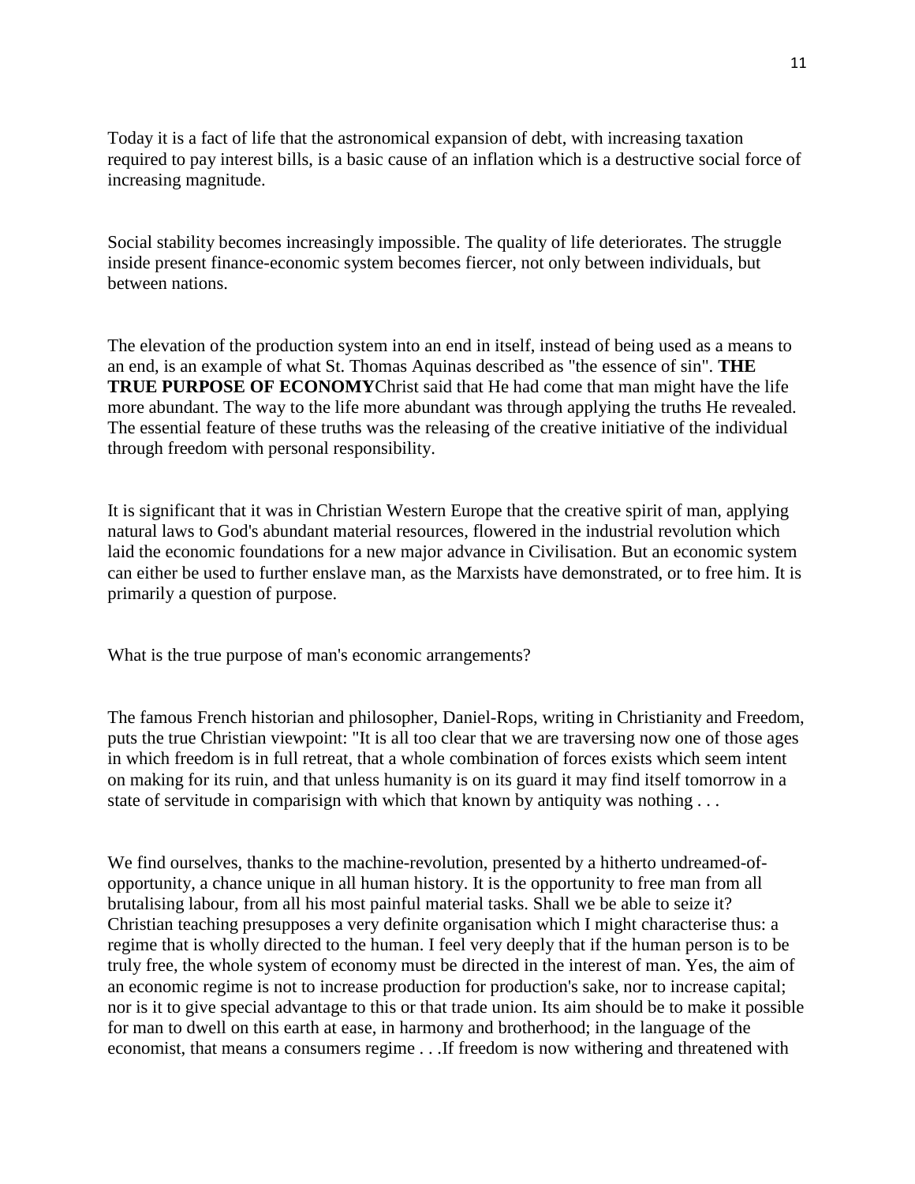Today it is a fact of life that the astronomical expansion of debt, with increasing taxation required to pay interest bills, is a basic cause of an inflation which is a destructive social force of increasing magnitude.

Social stability becomes increasingly impossible. The quality of life deteriorates. The struggle inside present finance-economic system becomes fiercer, not only between individuals, but between nations.

The elevation of the production system into an end in itself, instead of being used as a means to an end, is an example of what St. Thomas Aquinas described as "the essence of sin". **THE TRUE PURPOSE OF ECONOMY**Christ said that He had come that man might have the life more abundant. The way to the life more abundant was through applying the truths He revealed. The essential feature of these truths was the releasing of the creative initiative of the individual through freedom with personal responsibility.

It is significant that it was in Christian Western Europe that the creative spirit of man, applying natural laws to God's abundant material resources, flowered in the industrial revolution which laid the economic foundations for a new major advance in Civilisation. But an economic system can either be used to further enslave man, as the Marxists have demonstrated, or to free him. It is primarily a question of purpose.

What is the true purpose of man's economic arrangements?

The famous French historian and philosopher, Daniel-Rops, writing in Christianity and Freedom, puts the true Christian viewpoint: "It is all too clear that we are traversing now one of those ages in which freedom is in full retreat, that a whole combination of forces exists which seem intent on making for its ruin, and that unless humanity is on its guard it may find itself tomorrow in a state of servitude in comparisign with which that known by antiquity was nothing . . .

We find ourselves, thanks to the machine-revolution, presented by a hitherto undreamed-of-opportunity, a chance unique in all human history. It is the opportunity to free man from all brutalising labour, from all his most painful material tasks. Shall we be able to seize it? Christian teaching presupposes a very definite organisation which I might characterise thus: a regime that is wholly directed to the human. I feel very deeply that if the human person is to be truly free, the whole system of economy must be directed in the interest of man. Yes, the aim of an economic regime is not to increase production for production's sake, nor to increase capital; nor is it to give special advantage to this or that trade union. Its aim should be to make it possible for man to dwell on this earth at ease, in harmony and brotherhood; in the language of the economist, that means a consumers regime . . .If freedom is now withering and threatened with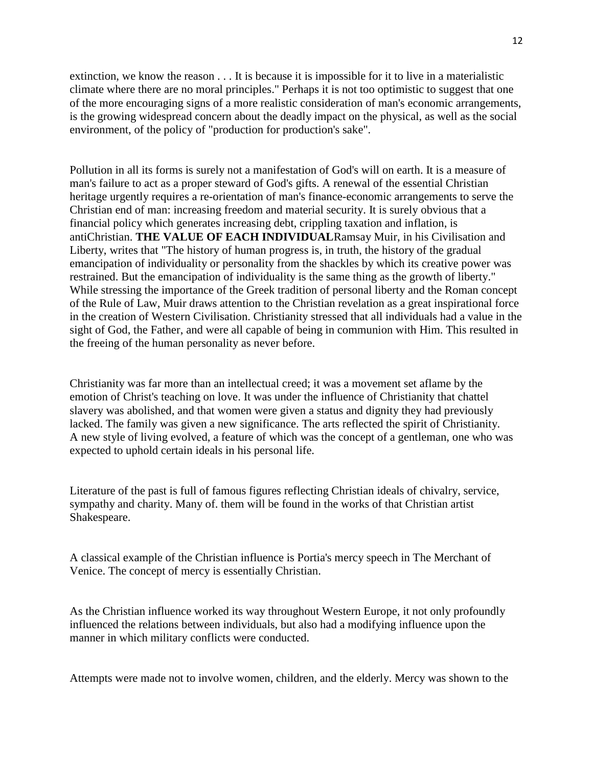extinction, we know the reason . . . It is because it is impossible for it to live in a materialistic climate where there are no moral principles." Perhaps it is not too optimistic to suggest that one of the more encouraging signs of a more realistic consideration of man's economic arrangements, is the growing widespread concern about the deadly impact on the physical, as well as the social environment, of the policy of "production for production's sake".

Pollution in all its forms is surely not a manifestation of God's will on earth. It is a measure of man's failure to act as a proper steward of God's gifts. A renewal of the essential Christian heritage urgently requires a re-orientation of man's finance-economic arrangements to serve the Christian end of man: increasing freedom and material security. It is surely obvious that a financial policy which generates increasing debt, crippling taxation and inflation, is antiChristian. **THE VALUE OF EACH INDIVIDUAL**Ramsay Muir, in his Civilisation and Liberty, writes that "The history of human progress is, in truth, the history of the gradual emancipation of individuality or personality from the shackles by which its creative power was restrained. But the emancipation of individuality is the same thing as the growth of liberty." While stressing the importance of the Greek tradition of personal liberty and the Roman concept of the Rule of Law, Muir draws attention to the Christian revelation as a great inspirational force in the creation of Western Civilisation. Christianity stressed that all individuals had a value in the sight of God, the Father, and were all capable of being in communion with Him. This resulted in the freeing of the human personality as never before.

Christianity was far more than an intellectual creed; it was a movement set aflame by the emotion of Christ's teaching on love. It was under the influence of Christianity that chattel slavery was abolished, and that women were given a status and dignity they had previously lacked. The family was given a new significance. The arts reflected the spirit of Christianity. A new style of living evolved, a feature of which was the concept of a gentleman, one who was expected to uphold certain ideals in his personal life.

Literature of the past is full of famous figures reflecting Christian ideals of chivalry, service, sympathy and charity. Many of. them will be found in the works of that Christian artist Shakespeare.

A classical example of the Christian influence is Portia's mercy speech in The Merchant of Venice. The concept of mercy is essentially Christian.

As the Christian influence worked its way throughout Western Europe, it not only profoundly influenced the relations between individuals, but also had a modifying influence upon the manner in which military conflicts were conducted.

Attempts were made not to involve women, children, and the elderly. Mercy was shown to the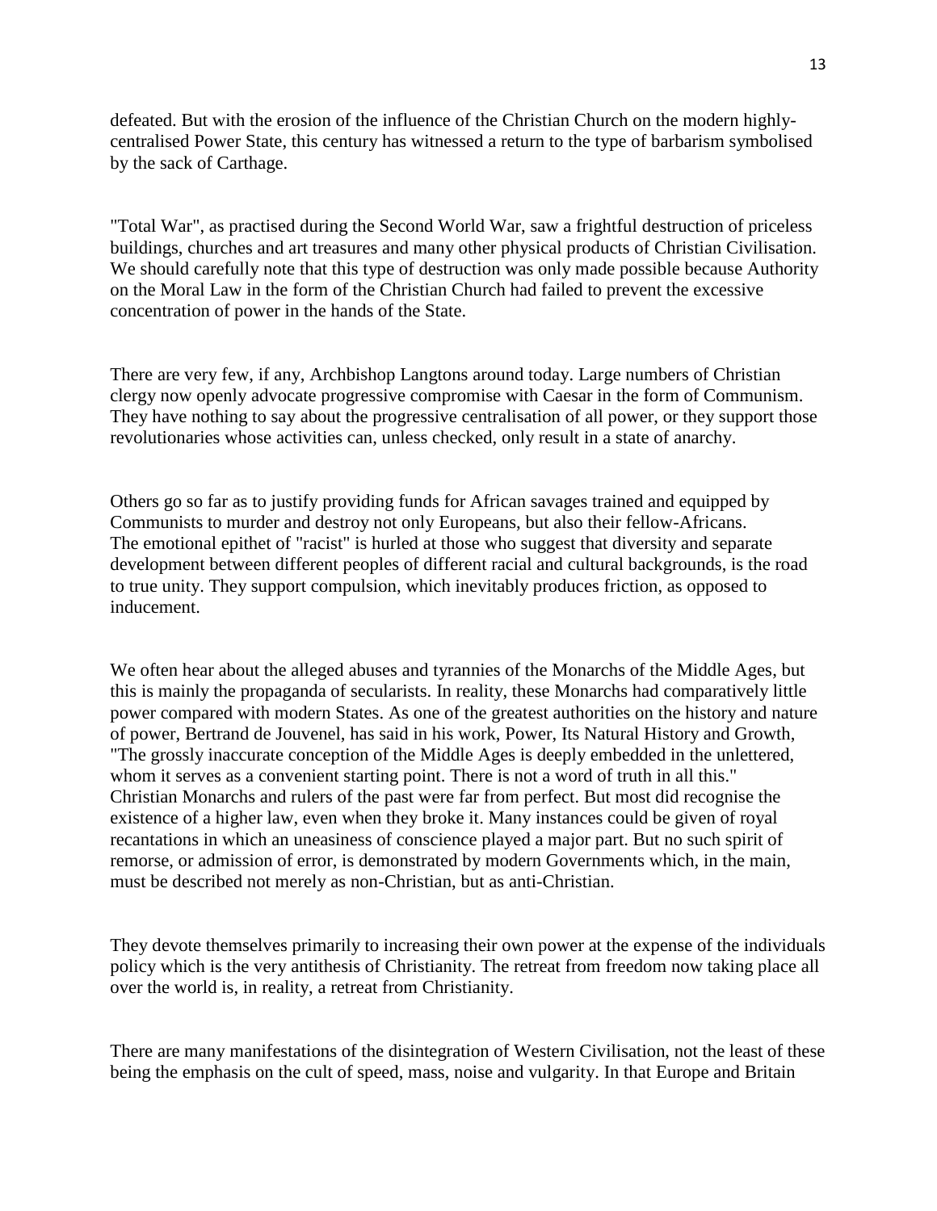defeated. But with the erosion of the influence of the Christian Church on the modern highly-centralised Power State, this century has witnessed a return to the type of barbarism symbolised by the sack of Carthage.

"Total War", as practised during the Second World War, saw a frightful destruction of priceless buildings, churches and art treasures and many other physical products of Christian Civilisation. We should carefully note that this type of destruction was only made possible because Authority on the Moral Law in the form of the Christian Church had failed to prevent the excessive concentration of power in the hands of the State.

There are very few, if any, Archbishop Langtons around today. Large numbers of Christian clergy now openly advocate progressive compromise with Caesar in the form of Communism. They have nothing to say about the progressive centralisation of all power, or they support those revolutionaries whose activities can, unless checked, only result in a state of anarchy.

Others go so far as to justify providing funds for African savages trained and equipped by Communists to murder and destroy not only Europeans, but also their fellow-Africans. The emotional epithet of "racist" is hurled at those who suggest that diversity and separate development between different peoples of different racial and cultural backgrounds, is the road to true unity. They support compulsion, which inevitably produces friction, as opposed to inducement.

We often hear about the alleged abuses and tyrannies of the Monarchs of the Middle Ages, but this is mainly the propaganda of secularists. In reality, these Monarchs had comparatively little power compared with modern States. As one of the greatest authorities on the history and nature of power, Bertrand de Jouvenel, has said in his work, Power, Its Natural History and Growth, "The grossly inaccurate conception of the Middle Ages is deeply embedded in the unlettered, whom it serves as a convenient starting point. There is not a word of truth in all this." Christian Monarchs and rulers of the past were far from perfect. But most did recognise the existence of a higher law, even when they broke it. Many instances could be given of royal recantations in which an uneasiness of conscience played a major part. But no such spirit of remorse, or admission of error, is demonstrated by modern Governments which, in the main, must be described not merely as non-Christian, but as anti-Christian.

They devote themselves primarily to increasing their own power at the expense of the individuals policy which is the very antithesis of Christianity. The retreat from freedom now taking place all over the world is, in reality, a retreat from Christianity.

There are many manifestations of the disintegration of Western Civilisation, not the least of these being the emphasis on the cult of speed, mass, noise and vulgarity. In that Europe and Britain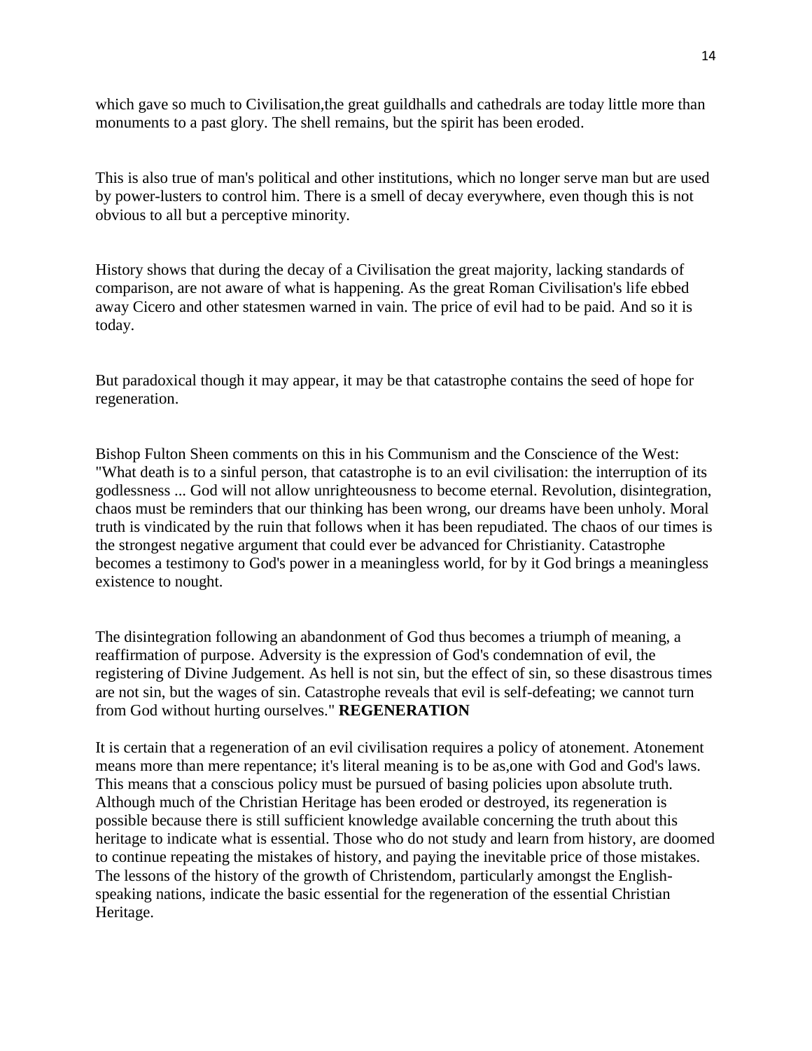which gave so much to Civilisation,the great guildhalls and cathedrals are today little more than monuments to a past glory. The shell remains, but the spirit has been eroded.

This is also true of man's political and other institutions, which no longer serve man but are used by power-lusters to control him. There is a smell of decay everywhere, even though this is not obvious to all but a perceptive minority.

History shows that during the decay of a Civilisation the great majority, lacking standards of comparison, are not aware of what is happening. As the great Roman Civilisation's life ebbed away Cicero and other statesmen warned in vain. The price of evil had to be paid. And so it is today.

But paradoxical though it may appear, it may be that catastrophe contains the seed of hope for regeneration.

Bishop Fulton Sheen comments on this in his Communism and the Conscience of the West: "What death is to a sinful person, that catastrophe is to an evil civilisation: the interruption of its godlessness ... God will not allow unrighteousness to become eternal. Revolution, disintegration, chaos must be reminders that our thinking has been wrong, our dreams have been unholy. Moral truth is vindicated by the ruin that follows when it has been repudiated. The chaos of our times is the strongest negative argument that could ever be advanced for Christianity. Catastrophe becomes a testimony to God's power in a meaningless world, for by it God brings a meaningless existence to nought.

The disintegration following an abandonment of God thus becomes a triumph of meaning, a reaffirmation of purpose. Adversity is the expression of God's condemnation of evil, the registering of Divine Judgement. As hell is not sin, but the effect of sin, so these disastrous times are not sin, but the wages of sin. Catastrophe reveals that evil is self-defeating; we cannot turn from God without hurting ourselves." **REGENERATION**

It is certain that a regeneration of an evil civilisation requires a policy of atonement. Atonement means more than mere repentance; it's literal meaning is to be as,one with God and God's laws. This means that a conscious policy must be pursued of basing policies upon absolute truth. Although much of the Christian Heritage has been eroded or destroyed, its regeneration is possible because there is still sufficient knowledge available concerning the truth about this heritage to indicate what is essential. Those who do not study and learn from history, are doomed to continue repeating the mistakes of history, and paying the inevitable price of those mistakes. The lessons of the history of the growth of Christendom, particularly amongst the English-speaking nations, indicate the basic essential for the regeneration of the essential Christian Heritage.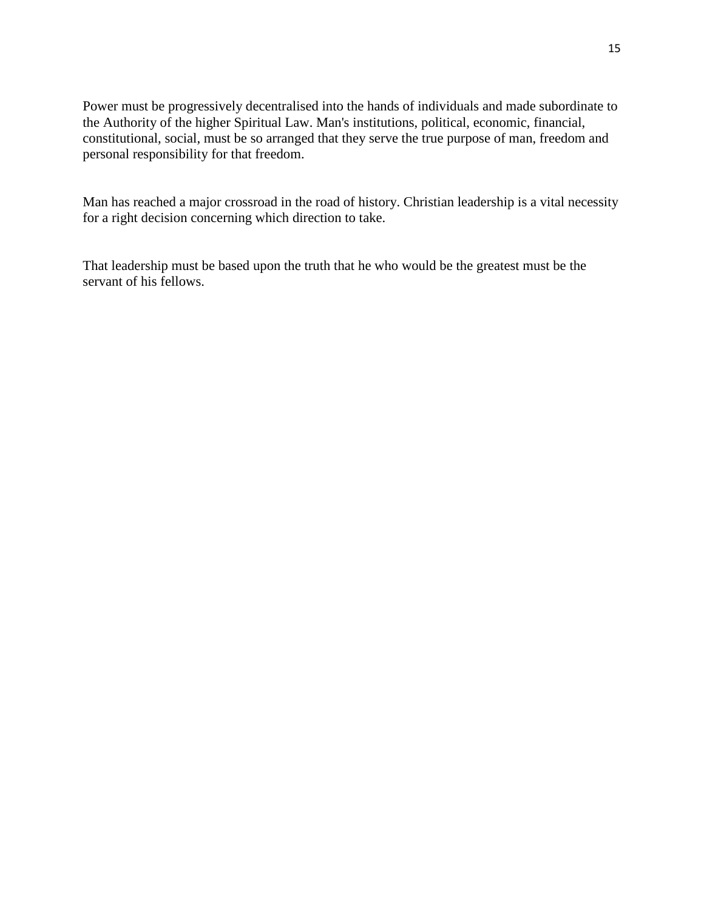Power must be progressively decentralised into the hands of individuals and made subordinate to the Authority of the higher Spiritual Law. Man's institutions, political, economic, financial, constitutional, social, must be so arranged that they serve the true purpose of man, freedom and personal responsibility for that freedom.

Man has reached a major crossroad in the road of history. Christian leadership is a vital necessity for a right decision concerning which direction to take.

That leadership must be based upon the truth that he who would be the greatest must be the servant of his fellows.